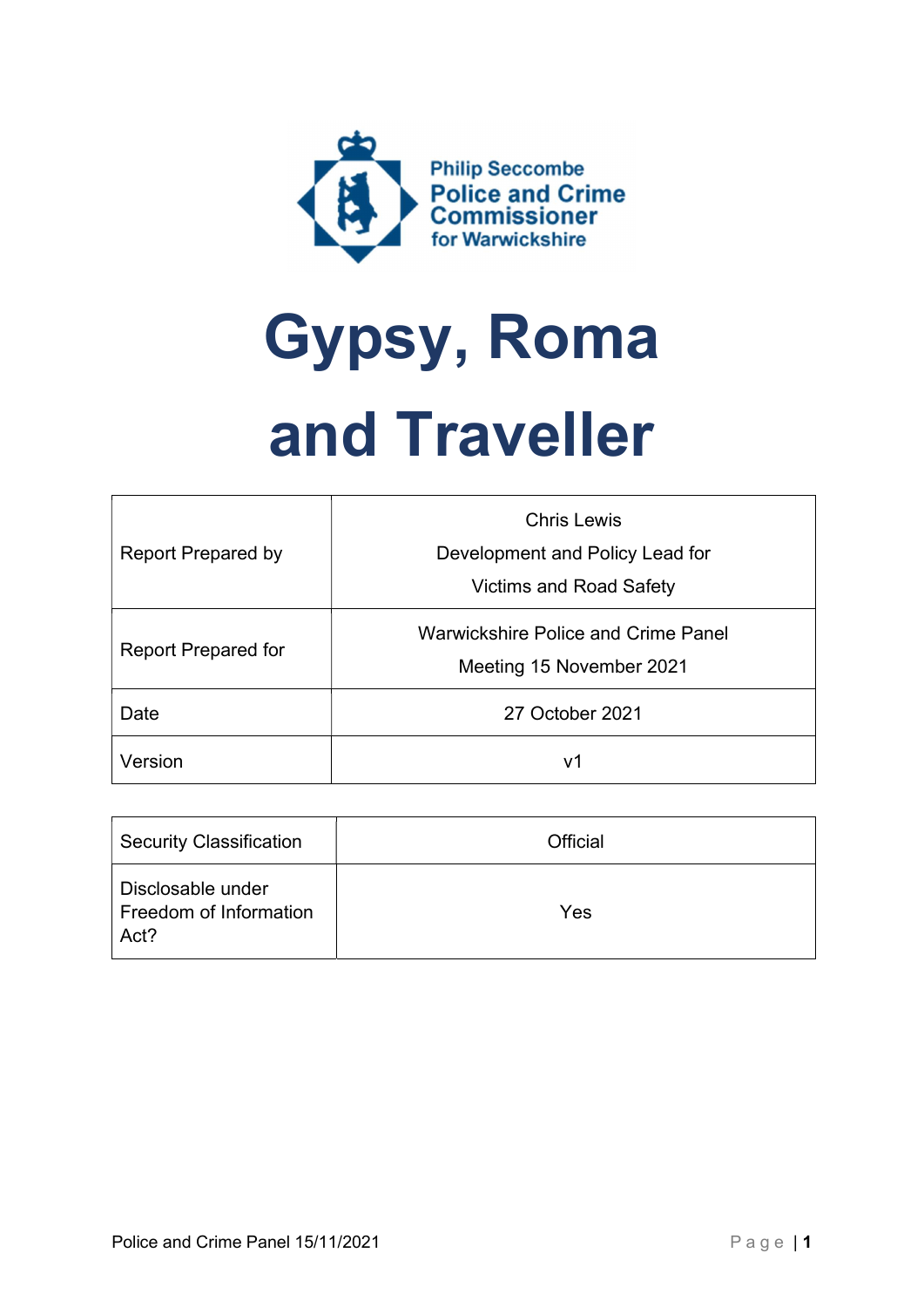Philip Seccombe
Police and Crime Commissioner
for Warwickshire

# Gypsy, Roma and Traveller

| Report Prepared by | Chris Lewis<br>Development and Policy Lead for<br>Victims and Road Safety |
|---|---|
| Report Prepared for | Warwickshire Police and Crime Panel<br>Meeting 15 November 2021 |
| Date | 27 October 2021 |
| Version | v1 |

| Security Classification | Official |
|---|---|
| Disclosable under Freedom of Information Act? | Yes |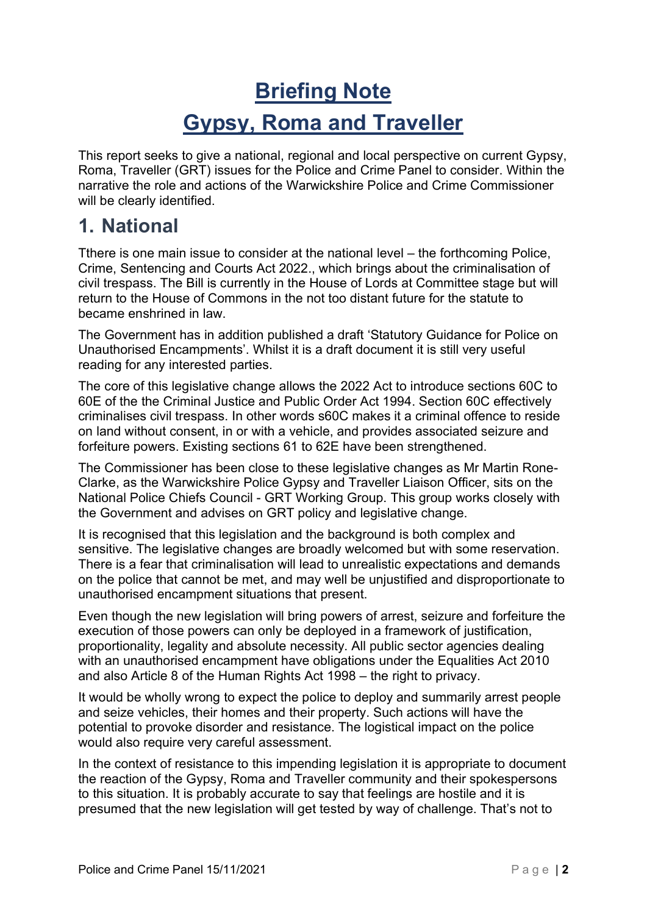# Briefing Note

# Gypsy, Roma and Traveller

This report seeks to give a national, regional and local perspective on current Gypsy, Roma, Traveller (GRT) issues for the Police and Crime Panel to consider. Within the narrative the role and actions of the Warwickshire Police and Crime Commissioner will be clearly identified.

## 1. National

Tthere is one main issue to consider at the national level – the forthcoming Police, Crime, Sentencing and Courts Act 2022., which brings about the criminalisation of civil trespass. The Bill is currently in the House of Lords at Committee stage but will return to the House of Commons in the not too distant future for the statute to became enshrined in law.

The Government has in addition published a draft 'Statutory Guidance for Police on Unauthorised Encampments'. Whilst it is a draft document it is still very useful reading for any interested parties.

The core of this legislative change allows the 2022 Act to introduce sections 60C to 60E of the the Criminal Justice and Public Order Act 1994. Section 60C effectively criminalises civil trespass. In other words s60C makes it a criminal offence to reside on land without consent, in or with a vehicle, and provides associated seizure and forfeiture powers. Existing sections 61 to 62E have been strengthened.

The Commissioner has been close to these legislative changes as Mr Martin Rone-Clarke, as the Warwickshire Police Gypsy and Traveller Liaison Officer, sits on the National Police Chiefs Council - GRT Working Group. This group works closely with the Government and advises on GRT policy and legislative change.

It is recognised that this legislation and the background is both complex and sensitive. The legislative changes are broadly welcomed but with some reservation. There is a fear that criminalisation will lead to unrealistic expectations and demands on the police that cannot be met, and may well be unjustified and disproportionate to unauthorised encampment situations that present.

Even though the new legislation will bring powers of arrest, seizure and forfeiture the execution of those powers can only be deployed in a framework of justification, proportionality, legality and absolute necessity. All public sector agencies dealing with an unauthorised encampment have obligations under the Equalities Act 2010 and also Article 8 of the Human Rights Act 1998 – the right to privacy.

It would be wholly wrong to expect the police to deploy and summarily arrest people and seize vehicles, their homes and their property. Such actions will have the potential to provoke disorder and resistance. The logistical impact on the police would also require very careful assessment.

In the context of resistance to this impending legislation it is appropriate to document the reaction of the Gypsy, Roma and Traveller community and their spokespersons to this situation. It is probably accurate to say that feelings are hostile and it is presumed that the new legislation will get tested by way of challenge. That's not to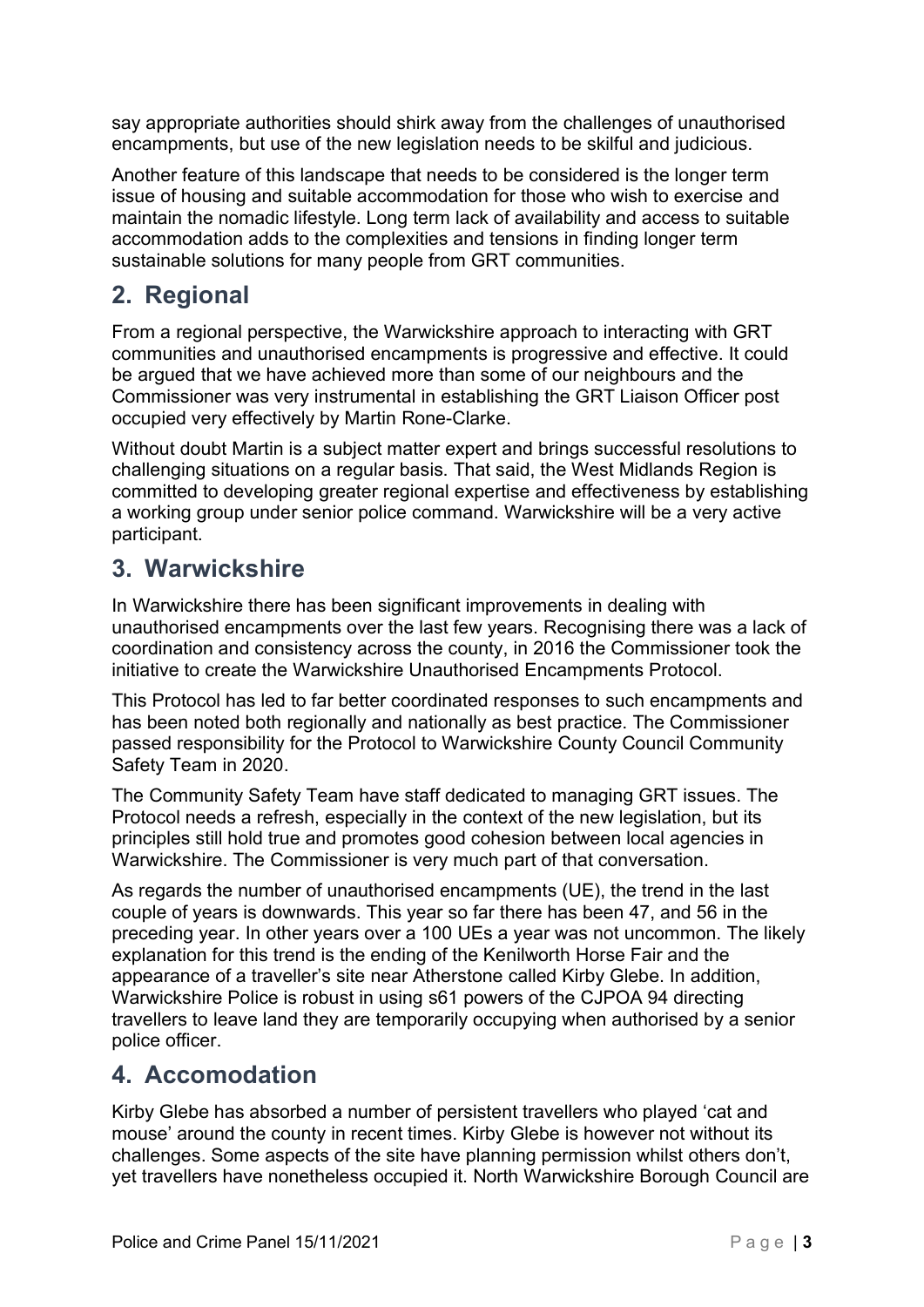say appropriate authorities should shirk away from the challenges of unauthorised encampments, but use of the new legislation needs to be skilful and judicious.

Another feature of this landscape that needs to be considered is the longer term issue of housing and suitable accommodation for those who wish to exercise and maintain the nomadic lifestyle. Long term lack of availability and access to suitable accommodation adds to the complexities and tensions in finding longer term sustainable solutions for many people from GRT communities.

## 2. Regional

From a regional perspective, the Warwickshire approach to interacting with GRT communities and unauthorised encampments is progressive and effective. It could be argued that we have achieved more than some of our neighbours and the Commissioner was very instrumental in establishing the GRT Liaison Officer post occupied very effectively by Martin Rone-Clarke.

Without doubt Martin is a subject matter expert and brings successful resolutions to challenging situations on a regular basis. That said, the West Midlands Region is committed to developing greater regional expertise and effectiveness by establishing a working group under senior police command. Warwickshire will be a very active participant.

## 3. Warwickshire

In Warwickshire there has been significant improvements in dealing with unauthorised encampments over the last few years. Recognising there was a lack of coordination and consistency across the county, in 2016 the Commissioner took the initiative to create the Warwickshire Unauthorised Encampments Protocol.

This Protocol has led to far better coordinated responses to such encampments and has been noted both regionally and nationally as best practice. The Commissioner passed responsibility for the Protocol to Warwickshire County Council Community Safety Team in 2020.

The Community Safety Team have staff dedicated to managing GRT issues. The Protocol needs a refresh, especially in the context of the new legislation, but its principles still hold true and promotes good cohesion between local agencies in Warwickshire. The Commissioner is very much part of that conversation.

As regards the number of unauthorised encampments (UE), the trend in the last couple of years is downwards. This year so far there has been 47, and 56 in the preceding year. In other years over a 100 UEs a year was not uncommon. The likely explanation for this trend is the ending of the Kenilworth Horse Fair and the appearance of a traveller's site near Atherstone called Kirby Glebe. In addition, Warwickshire Police is robust in using s61 powers of the CJPOA 94 directing travellers to leave land they are temporarily occupying when authorised by a senior police officer.

## 4. Accomodation

Kirby Glebe has absorbed a number of persistent travellers who played 'cat and mouse' around the county in recent times. Kirby Glebe is however not without its challenges. Some aspects of the site have planning permission whilst others don't, yet travellers have nonetheless occupied it. North Warwickshire Borough Council are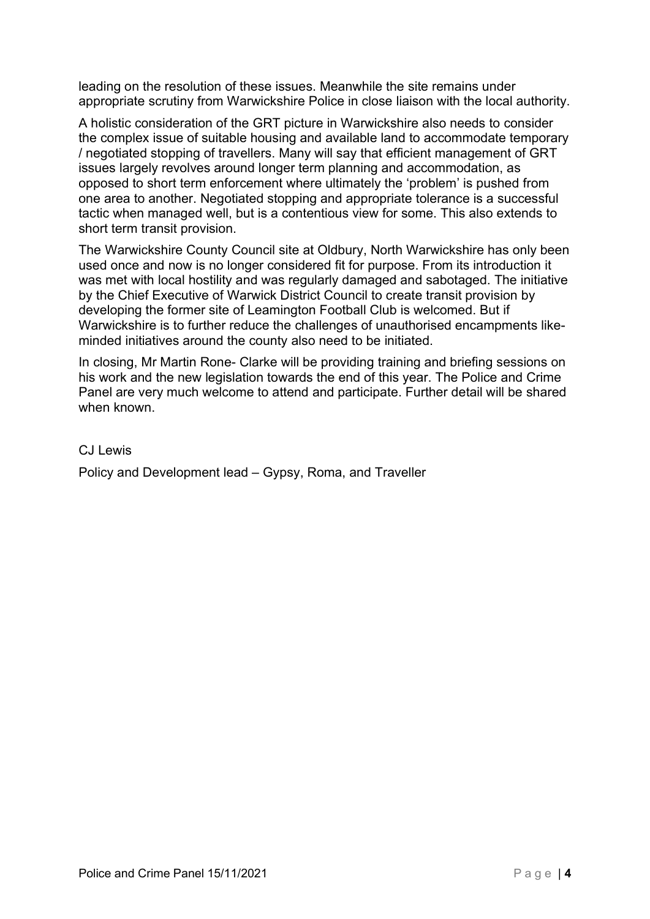leading on the resolution of these issues. Meanwhile the site remains under appropriate scrutiny from Warwickshire Police in close liaison with the local authority.

A holistic consideration of the GRT picture in Warwickshire also needs to consider the complex issue of suitable housing and available land to accommodate temporary / negotiated stopping of travellers. Many will say that efficient management of GRT issues largely revolves around longer term planning and accommodation, as opposed to short term enforcement where ultimately the 'problem' is pushed from one area to another. Negotiated stopping and appropriate tolerance is a successful tactic when managed well, but is a contentious view for some. This also extends to short term transit provision.

The Warwickshire County Council site at Oldbury, North Warwickshire has only been used once and now is no longer considered fit for purpose. From its introduction it was met with local hostility and was regularly damaged and sabotaged. The initiative by the Chief Executive of Warwick District Council to create transit provision by developing the former site of Leamington Football Club is welcomed. But if Warwickshire is to further reduce the challenges of unauthorised encampments like-minded initiatives around the county also need to be initiated.

In closing, Mr Martin Rone- Clarke will be providing training and briefing sessions on his work and the new legislation towards the end of this year. The Police and Crime Panel are very much welcome to attend and participate. Further detail will be shared when known.

CJ Lewis

Policy and Development lead – Gypsy, Roma, and Traveller